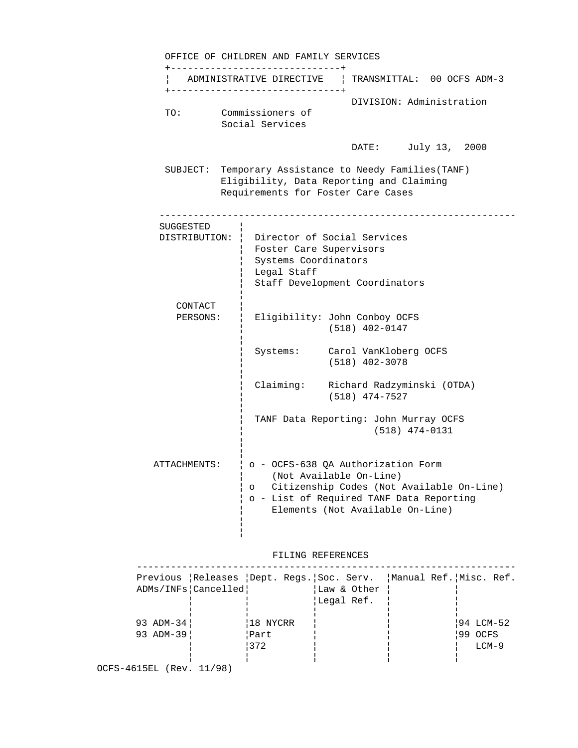OFFICE OF CHILDREN AND FAMILY SERVICES

| ADMINISTRATIVE DIRECTIVE | TRANSMITTAL: 00 OCFS ADM-3 |
|---|---|

DIVISION: Administration

TO: Commissioners of Social Services

DATE: July 13, 2000

SUBJECT: Temporary Assistance to Needy Families(TANF) Eligibility, Data Reporting and Claiming Requirements for Foster Care Cases

---

**SUGGESTED DISTRIBUTION:**

- Director of Social Services
- Foster Care Supervisors
- Systems Coordinators
- Legal Staff
- Staff Development Coordinators

**CONTACT PERSONS:**

Eligibility: John Conboy OCFS
(518) 402-0147

Systems: Carol VanKloberg OCFS
(518) 402-3078

Claiming: Richard Radzyminski (OTDA)
(518) 474-7527

TANF Data Reporting: John Murray OCFS
(518) 474-0131

**ATTACHMENTS:**

- o - OCFS-638 QA Authorization Form (Not Available On-Line)
- o Citizenship Codes (Not Available On-Line)
- o - List of Required TANF Data Reporting Elements (Not Available On-Line)

FILING REFERENCES

| Previous ADMs/INFs | Releases Cancelled | Dept. Regs. | Soc. Serv. Law & Other Legal Ref. | Manual Ref. | Misc. Ref. |
|---|---|---|---|---|---|
| 93 ADM-34<br>93 ADM-39 | | 18 NYCRR Part 372 | | | 94 LCM-52<br>99 OCFS LCM-9 |

OCFS-4615EL (Rev. 11/98)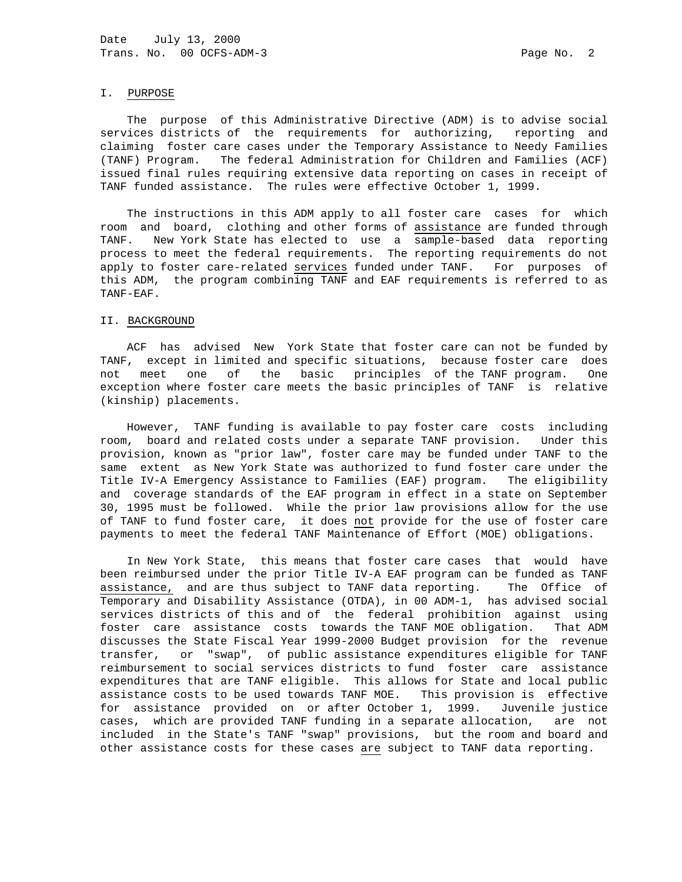## I. PURPOSE

The purpose of this Administrative Directive (ADM) is to advise social services districts of the requirements for authorizing, reporting and claiming foster care cases under the Temporary Assistance to Needy Families (TANF) Program. The federal Administration for Children and Families (ACF) issued final rules requiring extensive data reporting on cases in receipt of TANF funded assistance. The rules were effective October 1, 1999.

The instructions in this ADM apply to all foster care cases for which room and board, clothing and other forms of assistance are funded through TANF. New York State has elected to use a sample-based data reporting process to meet the federal requirements. The reporting requirements do not apply to foster care-related services funded under TANF. For purposes of this ADM, the program combining TANF and EAF requirements is referred to as TANF-EAF.

## II. BACKGROUND

ACF has advised New York State that foster care can not be funded by TANF, except in limited and specific situations, because foster care does not meet one of the basic principles of the TANF program. One exception where foster care meets the basic principles of TANF is relative (kinship) placements.

However, TANF funding is available to pay foster care costs including room, board and related costs under a separate TANF provision. Under this provision, known as "prior law", foster care may be funded under TANF to the same extent as New York State was authorized to fund foster care under the Title IV-A Emergency Assistance to Families (EAF) program. The eligibility and coverage standards of the EAF program in effect in a state on September 30, 1995 must be followed. While the prior law provisions allow for the use of TANF to fund foster care, it does not provide for the use of foster care payments to meet the federal TANF Maintenance of Effort (MOE) obligations.

In New York State, this means that foster care cases that would have been reimbursed under the prior Title IV-A EAF program can be funded as TANF assistance, and are thus subject to TANF data reporting. The Office of Temporary and Disability Assistance (OTDA), in 00 ADM-1, has advised social services districts of this and of the federal prohibition against using foster care assistance costs towards the TANF MOE obligation. That ADM discusses the State Fiscal Year 1999-2000 Budget provision for the revenue transfer, or "swap", of public assistance expenditures eligible for TANF reimbursement to social services districts to fund foster care assistance expenditures that are TANF eligible. This allows for State and local public assistance costs to be used towards TANF MOE. This provision is effective for assistance provided on or after October 1, 1999. Juvenile justice cases, which are provided TANF funding in a separate allocation, are not included in the State's TANF "swap" provisions, but the room and board and other assistance costs for these cases are subject to TANF data reporting.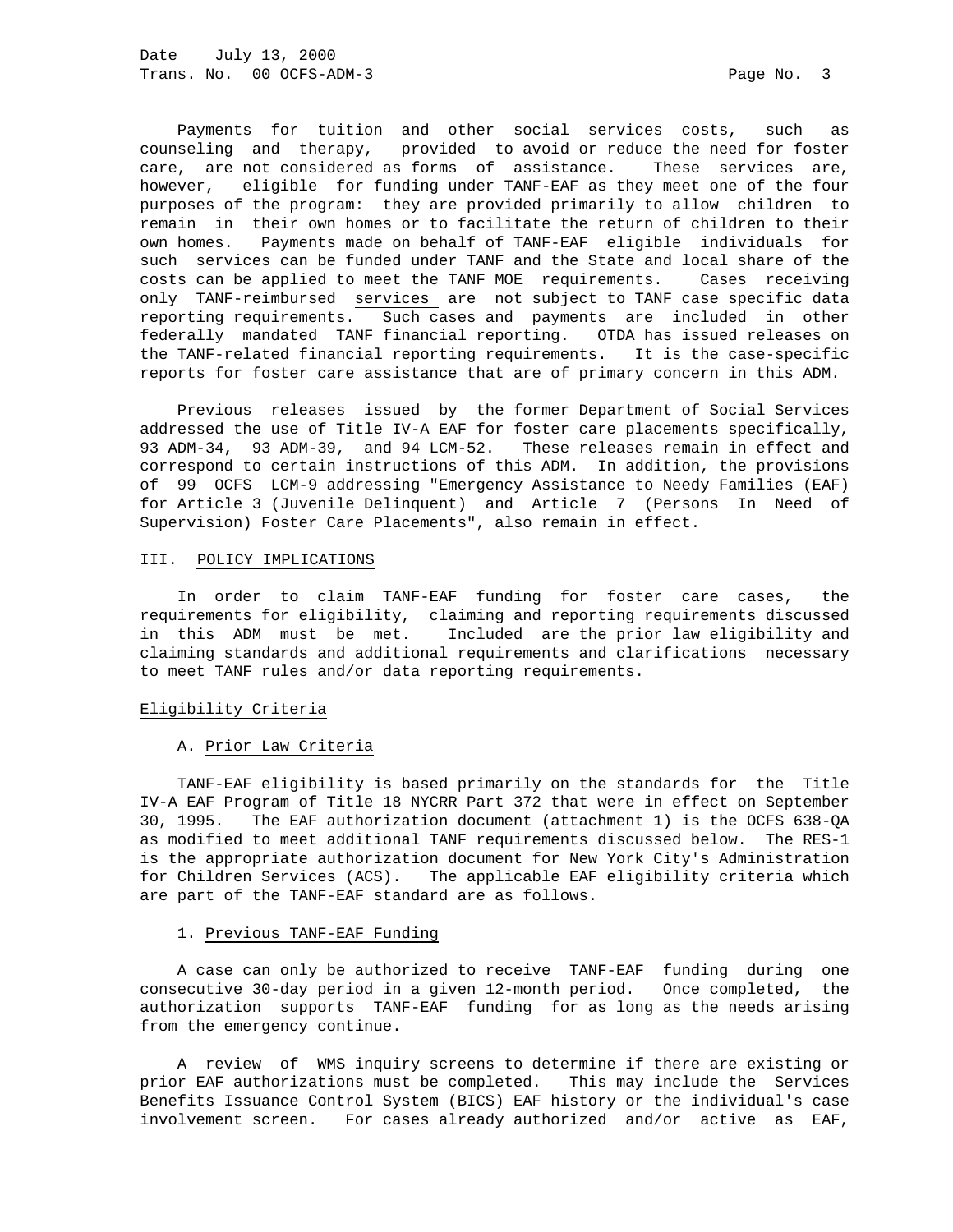Payments for tuition and other social services costs, such as counseling and therapy, provided to avoid or reduce the need for foster care, are not considered as forms of assistance. These services are, however, eligible for funding under TANF-EAF as they meet one of the four purposes of the program: they are provided primarily to allow children to remain in their own homes or to facilitate the return of children to their own homes. Payments made on behalf of TANF-EAF eligible individuals for such services can be funded under TANF and the State and local share of the costs can be applied to meet the TANF MOE requirements. Cases receiving only TANF-reimbursed <u>services</u> are not subject to TANF case specific data reporting requirements. Such cases and payments are included in other federally mandated TANF financial reporting. OTDA has issued releases on the TANF-related financial reporting requirements. It is the case-specific reports for foster care assistance that are of primary concern in this ADM.

Previous releases issued by the former Department of Social Services addressed the use of Title IV-A EAF for foster care placements specifically, 93 ADM-34, 93 ADM-39, and 94 LCM-52. These releases remain in effect and correspond to certain instructions of this ADM. In addition, the provisions of 99 OCFS LCM-9 addressing "Emergency Assistance to Needy Families (EAF) for Article 3 (Juvenile Delinquent) and Article 7 (Persons In Need of Supervision) Foster Care Placements", also remain in effect.

## III. POLICY IMPLICATIONS

In order to claim TANF-EAF funding for foster care cases, the requirements for eligibility, claiming and reporting requirements discussed in this ADM must be met. Included are the prior law eligibility and claiming standards and additional requirements and clarifications necessary to meet TANF rules and/or data reporting requirements.

### Eligibility Criteria

#### A. Prior Law Criteria

TANF-EAF eligibility is based primarily on the standards for the Title IV-A EAF Program of Title 18 NYCRR Part 372 that were in effect on September 30, 1995. The EAF authorization document (attachment 1) is the OCFS 638-QA as modified to meet additional TANF requirements discussed below. The RES-1 is the appropriate authorization document for New York City's Administration for Children Services (ACS). The applicable EAF eligibility criteria which are part of the TANF-EAF standard are as follows.

##### 1. Previous TANF-EAF Funding

A case can only be authorized to receive TANF-EAF funding during one consecutive 30-day period in a given 12-month period. Once completed, the authorization supports TANF-EAF funding for as long as the needs arising from the emergency continue.

A review of WMS inquiry screens to determine if there are existing or prior EAF authorizations must be completed. This may include the Services Benefits Issuance Control System (BICS) EAF history or the individual's case involvement screen. For cases already authorized and/or active as EAF,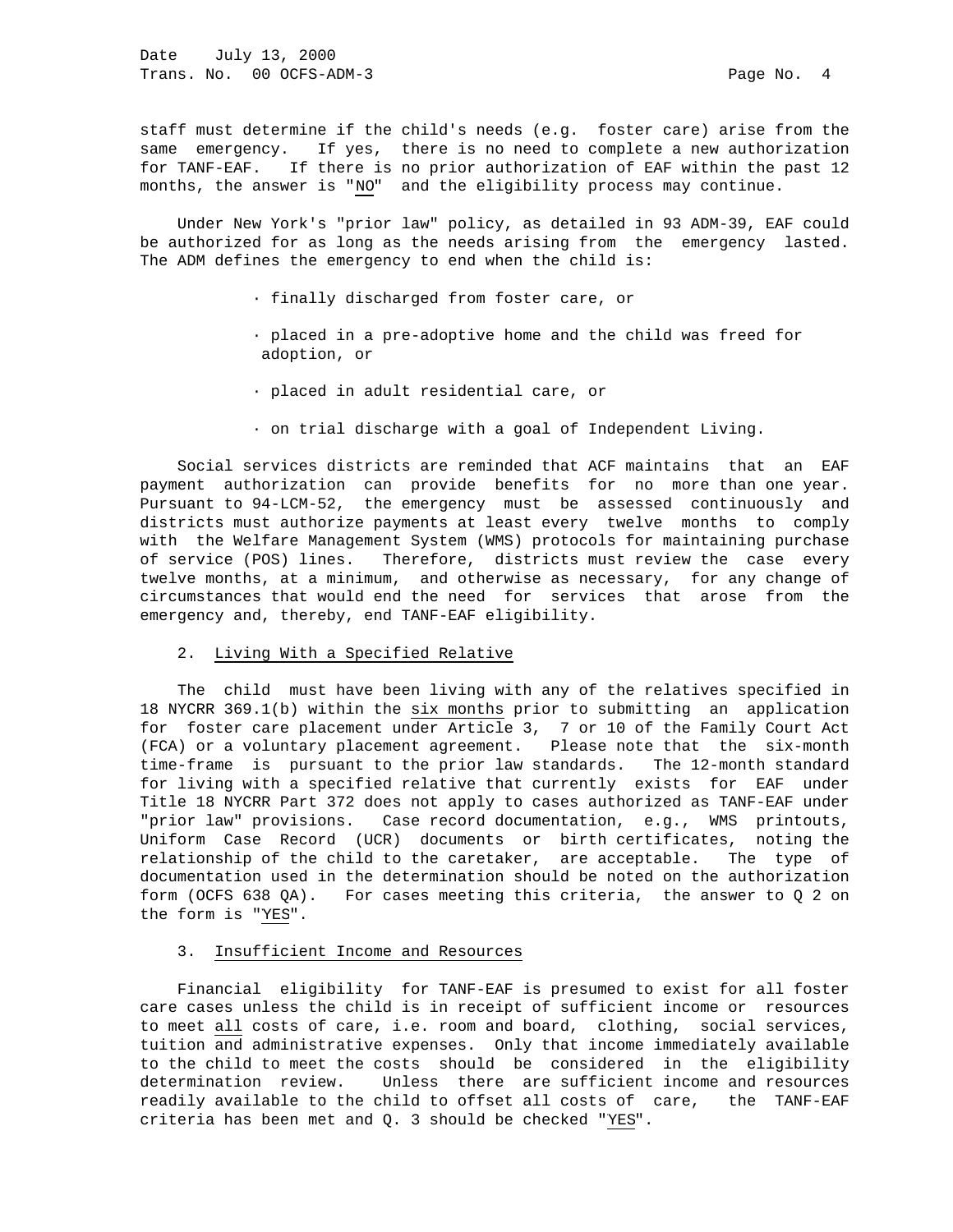staff must determine if the child's needs (e.g. foster care) arise from the same emergency. If yes, there is no need to complete a new authorization for TANF-EAF. If there is no prior authorization of EAF within the past 12 months, the answer is "NO" and the eligibility process may continue.

Under New York's "prior law" policy, as detailed in 93 ADM-39, EAF could be authorized for as long as the needs arising from the emergency lasted. The ADM defines the emergency to end when the child is:

- finally discharged from foster care, or
- placed in a pre-adoptive home and the child was freed for adoption, or
- placed in adult residential care, or
- on trial discharge with a goal of Independent Living.

Social services districts are reminded that ACF maintains that an EAF payment authorization can provide benefits for no more than one year. Pursuant to 94-LCM-52, the emergency must be assessed continuously and districts must authorize payments at least every twelve months to comply with the Welfare Management System (WMS) protocols for maintaining purchase of service (POS) lines. Therefore, districts must review the case every twelve months, at a minimum, and otherwise as necessary, for any change of circumstances that would end the need for services that arose from the emergency and, thereby, end TANF-EAF eligibility.

2. Living With a Specified Relative

The child must have been living with any of the relatives specified in 18 NYCRR 369.1(b) within the six months prior to submitting an application for foster care placement under Article 3, 7 or 10 of the Family Court Act (FCA) or a voluntary placement agreement. Please note that the six-month time-frame is pursuant to the prior law standards. The 12-month standard for living with a specified relative that currently exists for EAF under Title 18 NYCRR Part 372 does not apply to cases authorized as TANF-EAF under "prior law" provisions. Case record documentation, e.g., WMS printouts, Uniform Case Record (UCR) documents or birth certificates, noting the relationship of the child to the caretaker, are acceptable. The type of documentation used in the determination should be noted on the authorization form (OCFS 638 QA). For cases meeting this criteria, the answer to Q 2 on the form is "YES".

3. Insufficient Income and Resources

Financial eligibility for TANF-EAF is presumed to exist for all foster care cases unless the child is in receipt of sufficient income or resources to meet all costs of care, i.e. room and board, clothing, social services, tuition and administrative expenses. Only that income immediately available to the child to meet the costs should be considered in the eligibility determination review. Unless there are sufficient income and resources readily available to the child to offset all costs of care, the TANF-EAF criteria has been met and Q. 3 should be checked "YES".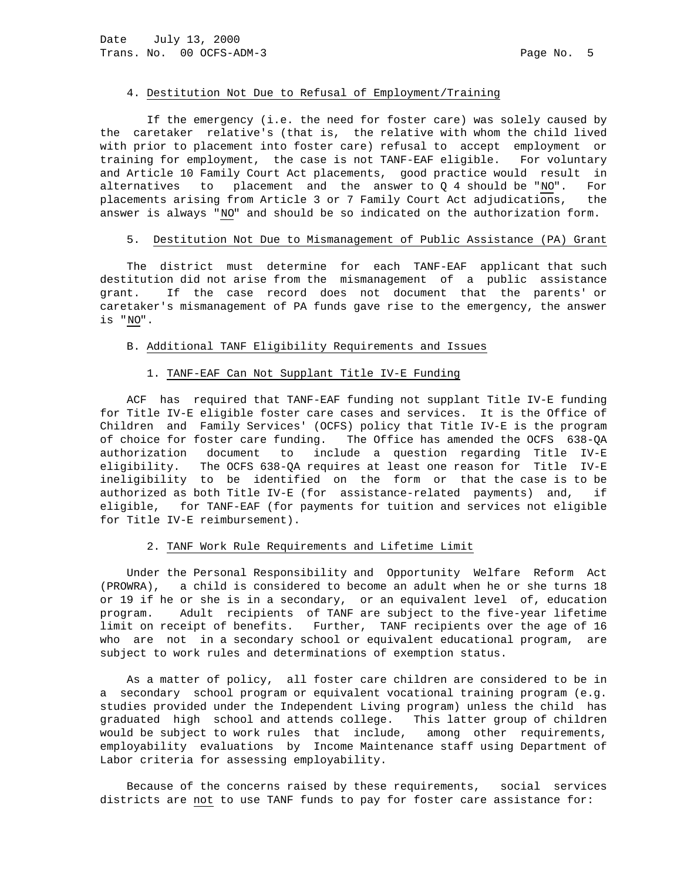4. Destitution Not Due to Refusal of Employment/Training

If the emergency (i.e. the need for foster care) was solely caused by the caretaker relative's (that is, the relative with whom the child lived with prior to placement into foster care) refusal to accept employment or training for employment, the case is not TANF-EAF eligible. For voluntary and Article 10 Family Court Act placements, good practice would result in alternatives to placement and the answer to Q 4 should be "NO". For placements arising from Article 3 or 7 Family Court Act adjudications, the answer is always "NO" and should be so indicated on the authorization form.

5. Destitution Not Due to Mismanagement of Public Assistance (PA) Grant

The district must determine for each TANF-EAF applicant that such destitution did not arise from the mismanagement of a public assistance grant. If the case record does not document that the parents' or caretaker's mismanagement of PA funds gave rise to the emergency, the answer is "NO".

B. Additional TANF Eligibility Requirements and Issues

1. TANF-EAF Can Not Supplant Title IV-E Funding

ACF has required that TANF-EAF funding not supplant Title IV-E funding for Title IV-E eligible foster care cases and services. It is the Office of Children and Family Services' (OCFS) policy that Title IV-E is the program of choice for foster care funding. The Office has amended the OCFS 638-QA authorization document to include a question regarding Title IV-E eligibility. The OCFS 638-QA requires at least one reason for Title IV-E ineligibility to be identified on the form or that the case is to be authorized as both Title IV-E (for assistance-related payments) and, if eligible, for TANF-EAF (for payments for tuition and services not eligible for Title IV-E reimbursement).

2. TANF Work Rule Requirements and Lifetime Limit

Under the Personal Responsibility and Opportunity Welfare Reform Act (PROWRA), a child is considered to become an adult when he or she turns 18 or 19 if he or she is in a secondary, or an equivalent level of, education program. Adult recipients of TANF are subject to the five-year lifetime limit on receipt of benefits. Further, TANF recipients over the age of 16 who are not in a secondary school or equivalent educational program, are subject to work rules and determinations of exemption status.

As a matter of policy, all foster care children are considered to be in a secondary school program or equivalent vocational training program (e.g. studies provided under the Independent Living program) unless the child has graduated high school and attends college. This latter group of children would be subject to work rules that include, among other requirements, employability evaluations by Income Maintenance staff using Department of Labor criteria for assessing employability.

Because of the concerns raised by these requirements, social services districts are not to use TANF funds to pay for foster care assistance for: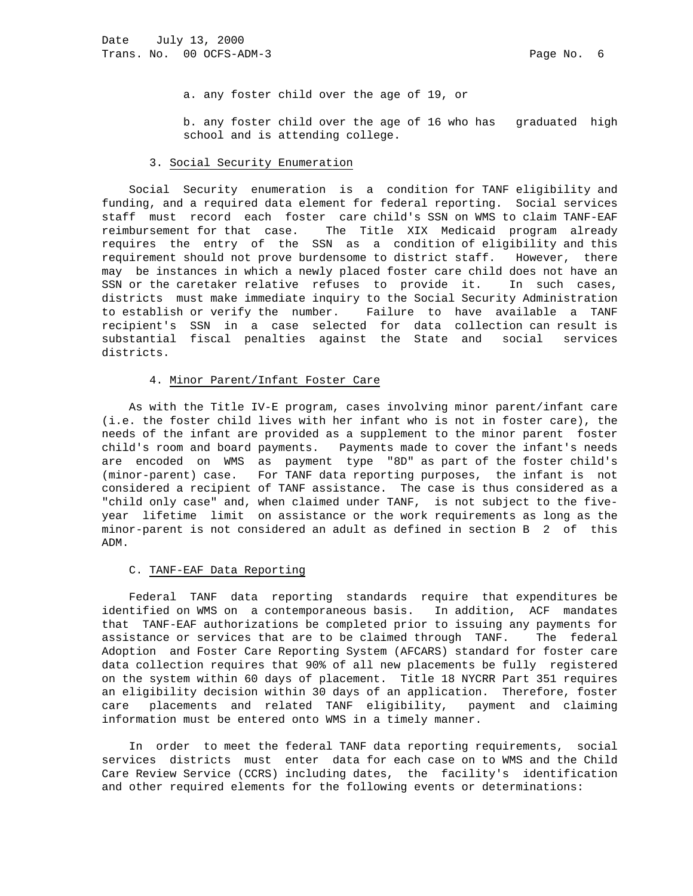a. any foster child over the age of 19, or

b. any foster child over the age of 16 who has graduated high school and is attending college.

3. Social Security Enumeration

Social Security enumeration is a condition for TANF eligibility and funding, and a required data element for federal reporting. Social services staff must record each foster care child's SSN on WMS to claim TANF-EAF reimbursement for that case. The Title XIX Medicaid program already requires the entry of the SSN as a condition of eligibility and this requirement should not prove burdensome to district staff. However, there may be instances in which a newly placed foster care child does not have an SSN or the caretaker relative refuses to provide it. In such cases, districts must make immediate inquiry to the Social Security Administration to establish or verify the number. Failure to have available a TANF recipient's SSN in a case selected for data collection can result is substantial fiscal penalties against the State and social services districts.

4. Minor Parent/Infant Foster Care

As with the Title IV-E program, cases involving minor parent/infant care (i.e. the foster child lives with her infant who is not in foster care), the needs of the infant are provided as a supplement to the minor parent foster child's room and board payments. Payments made to cover the infant's needs are encoded on WMS as payment type "8D" as part of the foster child's (minor-parent) case. For TANF data reporting purposes, the infant is not considered a recipient of TANF assistance. The case is thus considered as a "child only case" and, when claimed under TANF, is not subject to the five-year lifetime limit on assistance or the work requirements as long as the minor-parent is not considered an adult as defined in section B 2 of this ADM.

C. TANF-EAF Data Reporting

Federal TANF data reporting standards require that expenditures be identified on WMS on a contemporaneous basis. In addition, ACF mandates that TANF-EAF authorizations be completed prior to issuing any payments for assistance or services that are to be claimed through TANF. The federal Adoption and Foster Care Reporting System (AFCARS) standard for foster care data collection requires that 90% of all new placements be fully registered on the system within 60 days of placement. Title 18 NYCRR Part 351 requires an eligibility decision within 30 days of an application. Therefore, foster care placements and related TANF eligibility, payment and claiming information must be entered onto WMS in a timely manner.

In order to meet the federal TANF data reporting requirements, social services districts must enter data for each case on to WMS and the Child Care Review Service (CCRS) including dates, the facility's identification and other required elements for the following events or determinations: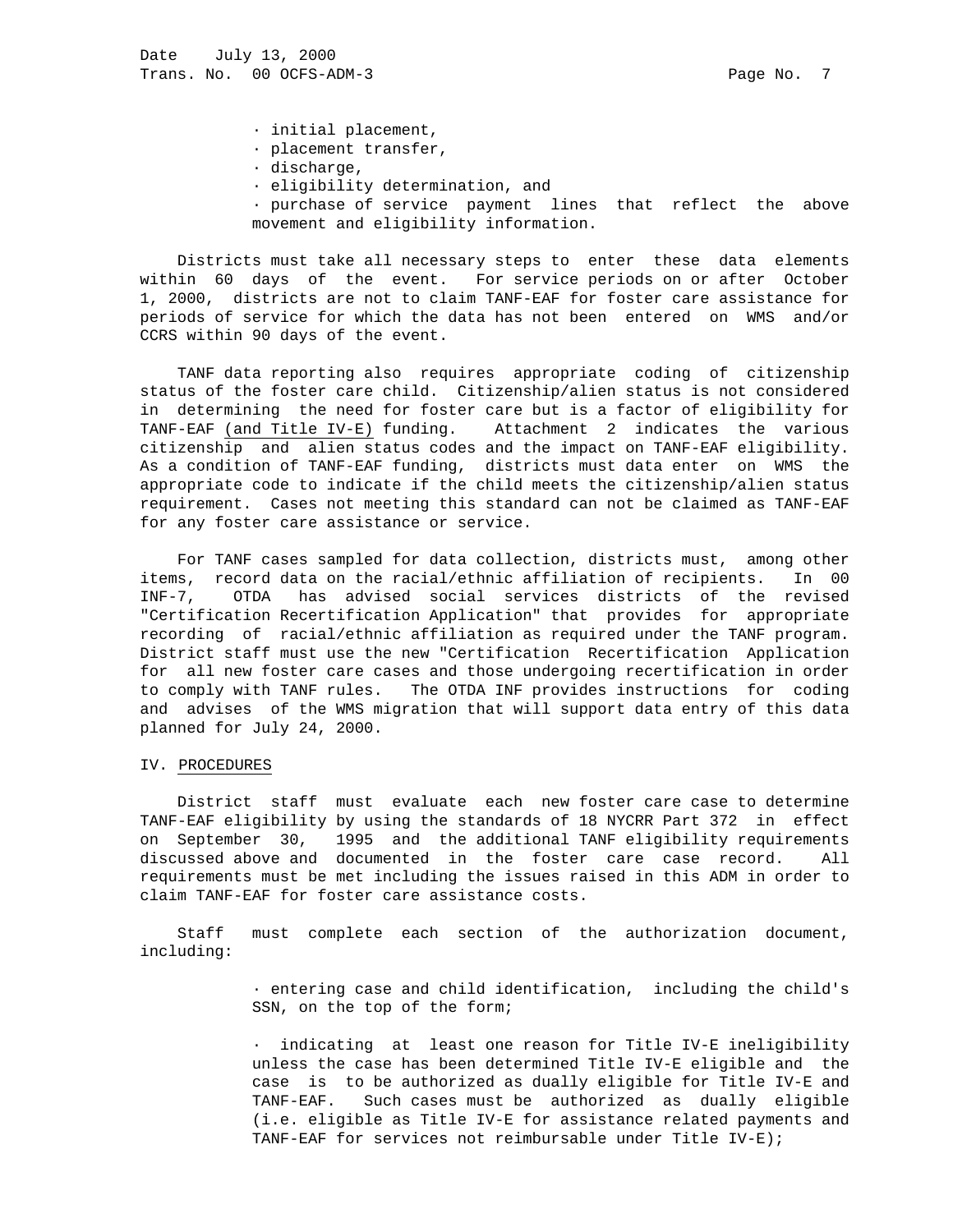- initial placement,
- placement transfer,
- discharge,
- eligibility determination, and
- purchase of service payment lines that reflect the above movement and eligibility information.

Districts must take all necessary steps to enter these data elements within 60 days of the event. For service periods on or after October 1, 2000, districts are not to claim TANF-EAF for foster care assistance for periods of service for which the data has not been entered on WMS and/or CCRS within 90 days of the event.

TANF data reporting also requires appropriate coding of citizenship status of the foster care child. Citizenship/alien status is not considered in determining the need for foster care but is a factor of eligibility for TANF-EAF <u>(and Title IV-E)</u> funding. Attachment 2 indicates the various citizenship and alien status codes and the impact on TANF-EAF eligibility. As a condition of TANF-EAF funding, districts must data enter on WMS the appropriate code to indicate if the child meets the citizenship/alien status requirement. Cases not meeting this standard can not be claimed as TANF-EAF for any foster care assistance or service.

For TANF cases sampled for data collection, districts must, among other items, record data on the racial/ethnic affiliation of recipients. In 00 INF-7, OTDA has advised social services districts of the revised "Certification Recertification Application" that provides for appropriate recording of racial/ethnic affiliation as required under the TANF program. District staff must use the new "Certification Recertification Application for all new foster care cases and those undergoing recertification in order to comply with TANF rules. The OTDA INF provides instructions for coding and advises of the WMS migration that will support data entry of this data planned for July 24, 2000.

## IV. <u>PROCEDURES</u>

District staff must evaluate each new foster care case to determine TANF-EAF eligibility by using the standards of 18 NYCRR Part 372 in effect on September 30, 1995 and the additional TANF eligibility requirements discussed above and documented in the foster care case record. All requirements must be met including the issues raised in this ADM in order to claim TANF-EAF for foster care assistance costs.

Staff must complete each section of the authorization document, including:

- entering case and child identification, including the child's SSN, on the top of the form;

- indicating at least one reason for Title IV-E ineligibility unless the case has been determined Title IV-E eligible and the case is to be authorized as dually eligible for Title IV-E and TANF-EAF. Such cases must be authorized as dually eligible (i.e. eligible as Title IV-E for assistance related payments and TANF-EAF for services not reimbursable under Title IV-E);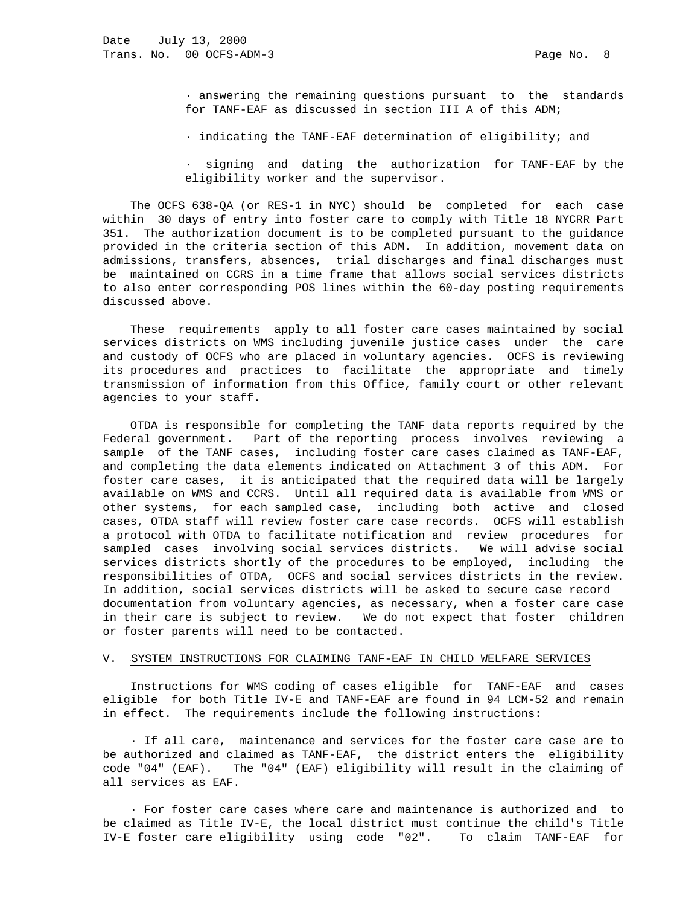- answering the remaining questions pursuant to the standards for TANF-EAF as discussed in section III A of this ADM;
- indicating the TANF-EAF determination of eligibility; and
- signing and dating the authorization for TANF-EAF by the eligibility worker and the supervisor.

The OCFS 638-QA (or RES-1 in NYC) should be completed for each case within 30 days of entry into foster care to comply with Title 18 NYCRR Part 351. The authorization document is to be completed pursuant to the guidance provided in the criteria section of this ADM. In addition, movement data on admissions, transfers, absences, trial discharges and final discharges must be maintained on CCRS in a time frame that allows social services districts to also enter corresponding POS lines within the 60-day posting requirements discussed above.

These requirements apply to all foster care cases maintained by social services districts on WMS including juvenile justice cases under the care and custody of OCFS who are placed in voluntary agencies. OCFS is reviewing its procedures and practices to facilitate the appropriate and timely transmission of information from this Office, family court or other relevant agencies to your staff.

OTDA is responsible for completing the TANF data reports required by the Federal government. Part of the reporting process involves reviewing a sample of the TANF cases, including foster care cases claimed as TANF-EAF, and completing the data elements indicated on Attachment 3 of this ADM. For foster care cases, it is anticipated that the required data will be largely available on WMS and CCRS. Until all required data is available from WMS or other systems, for each sampled case, including both active and closed cases, OTDA staff will review foster care case records. OCFS will establish a protocol with OTDA to facilitate notification and review procedures for sampled cases involving social services districts. We will advise social services districts shortly of the procedures to be employed, including the responsibilities of OTDA, OCFS and social services districts in the review. In addition, social services districts will be asked to secure case record documentation from voluntary agencies, as necessary, when a foster care case in their care is subject to review. We do not expect that foster children or foster parents will need to be contacted.

## V. SYSTEM INSTRUCTIONS FOR CLAIMING TANF-EAF IN CHILD WELFARE SERVICES

Instructions for WMS coding of cases eligible for TANF-EAF and cases eligible for both Title IV-E and TANF-EAF are found in 94 LCM-52 and remain in effect. The requirements include the following instructions:

- If all care, maintenance and services for the foster care case are to be authorized and claimed as TANF-EAF, the district enters the eligibility code "04" (EAF). The "04" (EAF) eligibility will result in the claiming of all services as EAF.
- For foster care cases where care and maintenance is authorized and to be claimed as Title IV-E, the local district must continue the child's Title IV-E foster care eligibility using code "02". To claim TANF-EAF for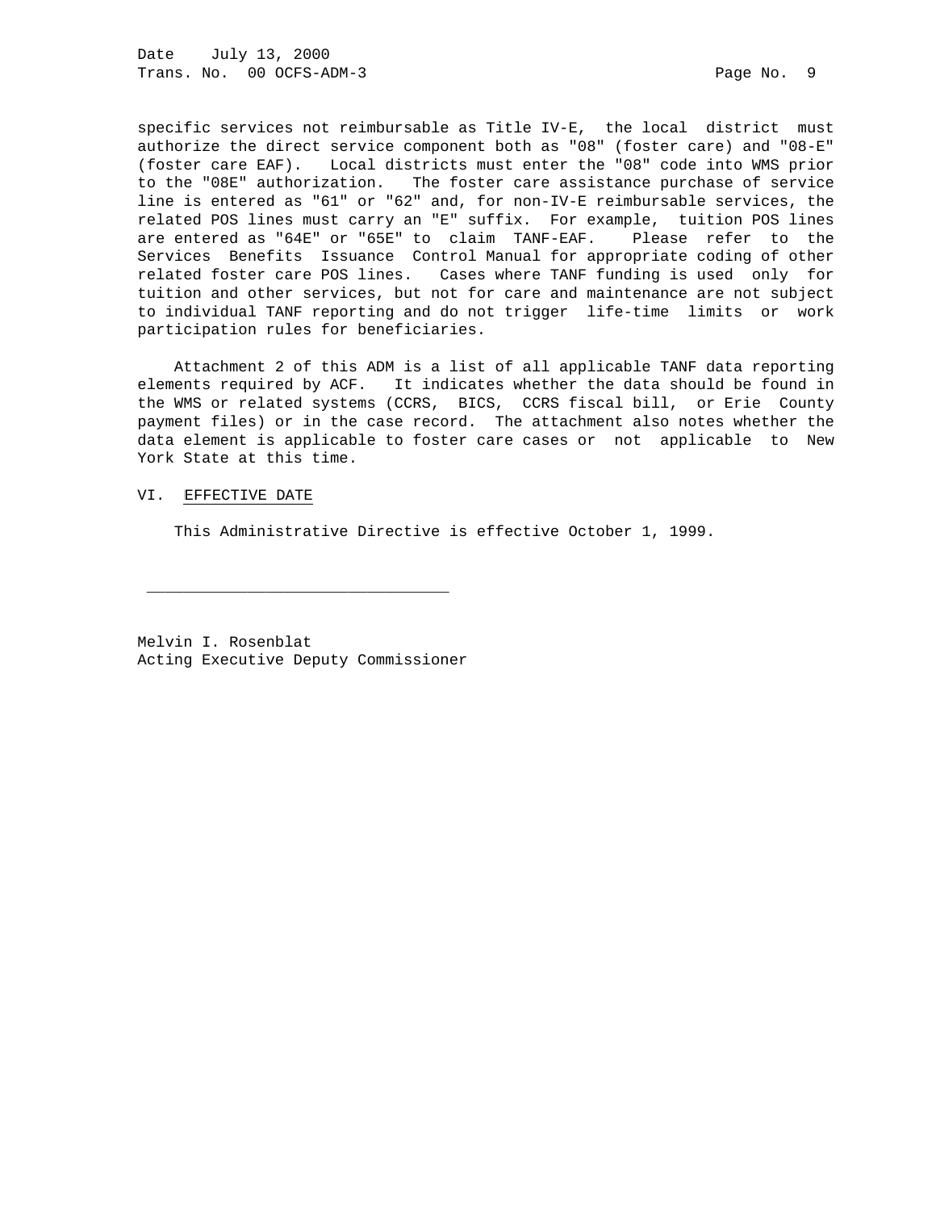specific services not reimbursable as Title IV-E, the local district must authorize the direct service component both as "08" (foster care) and "08-E" (foster care EAF). Local districts must enter the "08" code into WMS prior to the "08E" authorization. The foster care assistance purchase of service line is entered as "61" or "62" and, for non-IV-E reimbursable services, the related POS lines must carry an "E" suffix. For example, tuition POS lines are entered as "64E" or "65E" to claim TANF-EAF. Please refer to the Services Benefits Issuance Control Manual for appropriate coding of other related foster care POS lines. Cases where TANF funding is used only for tuition and other services, but not for care and maintenance are not subject to individual TANF reporting and do not trigger life-time limits or work participation rules for beneficiaries.

Attachment 2 of this ADM is a list of all applicable TANF data reporting elements required by ACF. It indicates whether the data should be found in the WMS or related systems (CCRS, BICS, CCRS fiscal bill, or Erie County payment files) or in the case record. The attachment also notes whether the data element is applicable to foster care cases or not applicable to New York State at this time.

## VI. EFFECTIVE DATE

This Administrative Directive is effective October 1, 1999.

_________________________________

Melvin I. Rosenblat
Acting Executive Deputy Commissioner